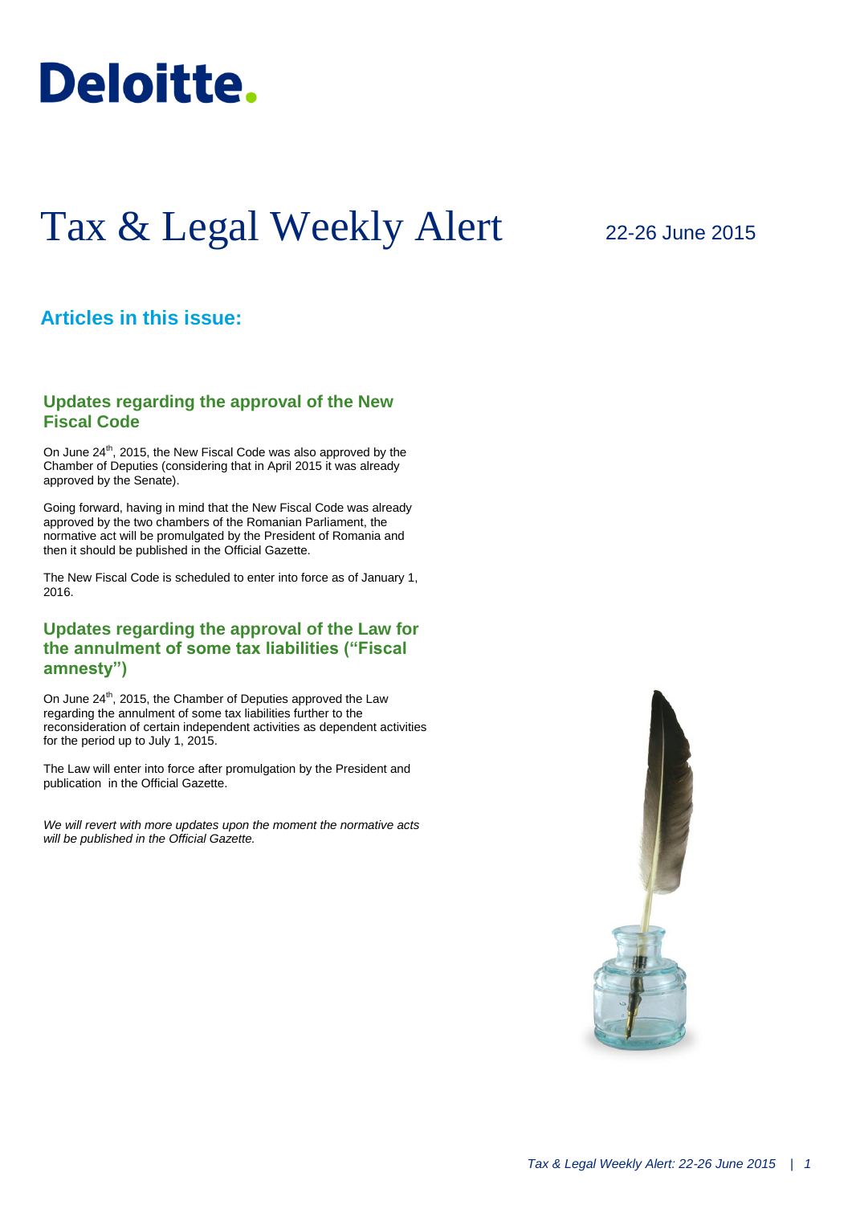# Deloitte.

# Tax & Legal Weekly Alert

22-26 June 2015

## Articles in this issue:

### Updates regarding the approval of the New Fiscal Code

On June 24th, 2015, the New Fiscal Code was also approved by the Chamber of Deputies (considering that in April 2015 it was already approved by the Senate).

Going forward, having in mind that the New Fiscal Code was already approved by the two chambers of the Romanian Parliament, the normative act will be promulgated by the President of Romania and then it should be published in the Official Gazette.

The New Fiscal Code is scheduled to enter into force as of January 1, 2016.

### Updates regarding the approval of the Law for the annulment of some tax liabilities ("Fiscal amnesty")

On June 24th, 2015, the Chamber of Deputies approved the Law regarding the annulment of some tax liabilities further to the reconsideration of certain independent activities as dependent activities for the period up to July 1, 2015.

The Law will enter into force after promulgation by the President and publication in the Official Gazette.

*We will revert with more updates upon the moment the normative acts will be published in the Official Gazette.*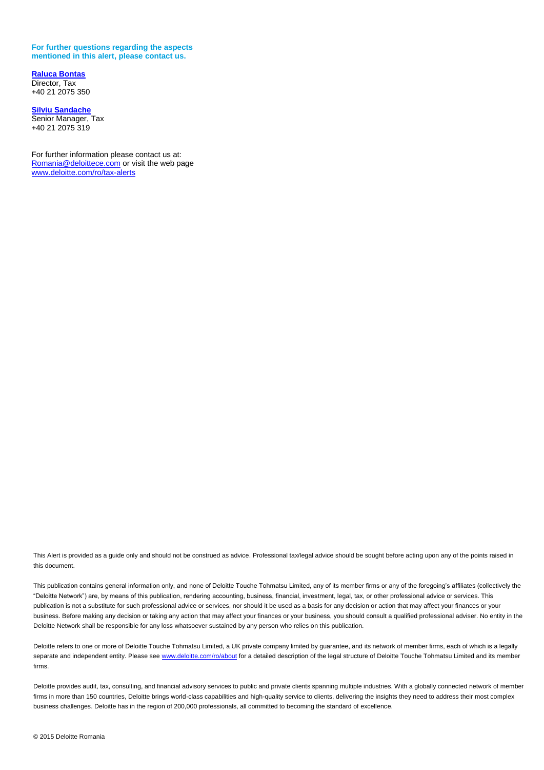**For further questions regarding the aspects mentioned in this alert, please contact us.**

**[Raluca Bontas](#)**
Director, Tax
+40 21 2075 350

**[Silviu Sandache](#)**
Senior Manager, Tax
+40 21 2075 319

For further information please contact us at:
[Romania@deloittece.com](mailto:Romania@deloittece.com) or visit the web page
[www.deloitte.com/ro/tax-alerts](http://www.deloitte.com/ro/tax-alerts)

This Alert is provided as a guide only and should not be construed as advice. Professional tax/legal advice should be sought before acting upon any of the points raised in this document.

This publication contains general information only, and none of Deloitte Touche Tohmatsu Limited, any of its member firms or any of the foregoing's affiliates (collectively the "Deloitte Network") are, by means of this publication, rendering accounting, business, financial, investment, legal, tax, or other professional advice or services. This publication is not a substitute for such professional advice or services, nor should it be used as a basis for any decision or action that may affect your finances or your business. Before making any decision or taking any action that may affect your finances or your business, you should consult a qualified professional adviser. No entity in the Deloitte Network shall be responsible for any loss whatsoever sustained by any person who relies on this publication.

Deloitte refers to one or more of Deloitte Touche Tohmatsu Limited, a UK private company limited by guarantee, and its network of member firms, each of which is a legally separate and independent entity. Please see [www.deloitte.com/ro/about](http://www.deloitte.com/ro/about) for a detailed description of the legal structure of Deloitte Touche Tohmatsu Limited and its member firms.

Deloitte provides audit, tax, consulting, and financial advisory services to public and private clients spanning multiple industries. With a globally connected network of member firms in more than 150 countries, Deloitte brings world-class capabilities and high-quality service to clients, delivering the insights they need to address their most complex business challenges. Deloitte has in the region of 200,000 professionals, all committed to becoming the standard of excellence.

© 2015 Deloitte Romania